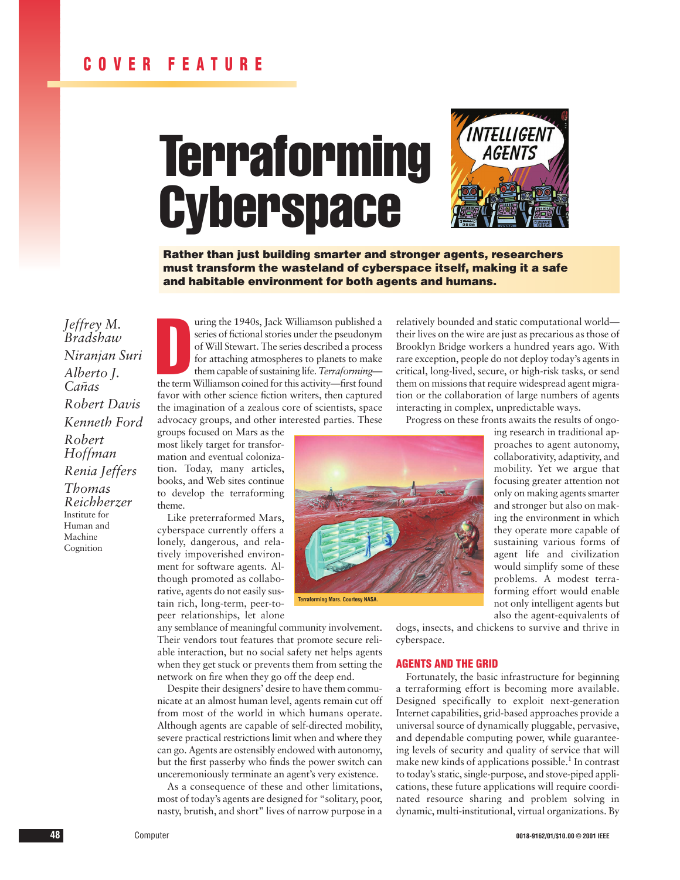COVER FEATURE

# Terraforming Cyberspace

**Rather than just building smarter and stronger agents, researchers must transform the wasteland of cyberspace itself, making it a safe and habitable environment for both agents and humans.**

*Jeffrey M. Bradshaw*
*Niranjan Suri*
*Alberto J. Cañas*
*Robert Davis*
*Kenneth Ford*
*Robert Hoffman*
*Renia Jeffers*
*Thomas Reichherzer*
Institute for Human and Machine Cognition

During the 1940s, Jack Williamson published a series of fictional stories under the pseudonym of Will Stewart. The series described a process for attaching atmospheres to planets to make them capable of sustaining life. *Terraforming*—the term Williamson coined for this activity—first found favor with other science fiction writers, then captured the imagination of a zealous core of scientists, space advocacy groups, and other interested parties. These groups focused on Mars as the most likely target for transformation and eventual colonization. Today, many articles, books, and Web sites continue to develop the terraforming theme.

Terraforming Mars. Courtesy NASA.

Like preterraformed Mars, cyberspace currently offers a lonely, dangerous, and relatively impoverished environment for software agents. Although promoted as collaborative, agents do not easily sustain rich, long-term, peer-to-peer relationships, let alone any semblance of meaningful community involvement. Their vendors tout features that promote secure reliable interaction, but no social safety net helps agents when they get stuck or prevents them from setting the network on fire when they go off the deep end.

Despite their designers' desire to have them communicate at an almost human level, agents remain cut off from most of the world in which humans operate. Although agents are capable of self-directed mobility, severe practical restrictions limit when and where they can go. Agents are ostensibly endowed with autonomy, but the first passerby who finds the power switch can unceremoniously terminate an agent's very existence.

As a consequence of these and other limitations, most of today's agents are designed for "solitary, poor, nasty, brutish, and short" lives of narrow purpose in a relatively bounded and static computational world—their lives on the wire are just as precarious as those of Brooklyn Bridge workers a hundred years ago. With rare exception, people do not deploy today's agents in critical, long-lived, secure, or high-risk tasks, or send them on missions that require widespread agent migration or the collaboration of large numbers of agents interacting in complex, unpredictable ways.

Progress on these fronts awaits the results of ongoing research in traditional approaches to agent autonomy, collaborativity, adaptivity, and mobility. Yet we argue that focusing greater attention not only on making agents smarter and stronger but also on making the environment in which they operate more capable of sustaining various forms of agent life and civilization would simplify some of these problems. A modest terraforming effort would enable not only intelligent agents but also the agent-equivalents of dogs, insects, and chickens to survive and thrive in cyberspace.

## AGENTS AND THE GRID

Fortunately, the basic infrastructure for beginning a terraforming effort is becoming more available. Designed specifically to exploit next-generation Internet capabilities, grid-based approaches provide a universal source of dynamically pluggable, pervasive, and dependable computing power, while guaranteeing levels of security and quality of service that will make new kinds of applications possible.[1] In contrast to today's static, single-purpose, and stove-piped applications, these future applications will require coordinated resource sharing and problem solving in dynamic, multi-institutional, virtual organizations. By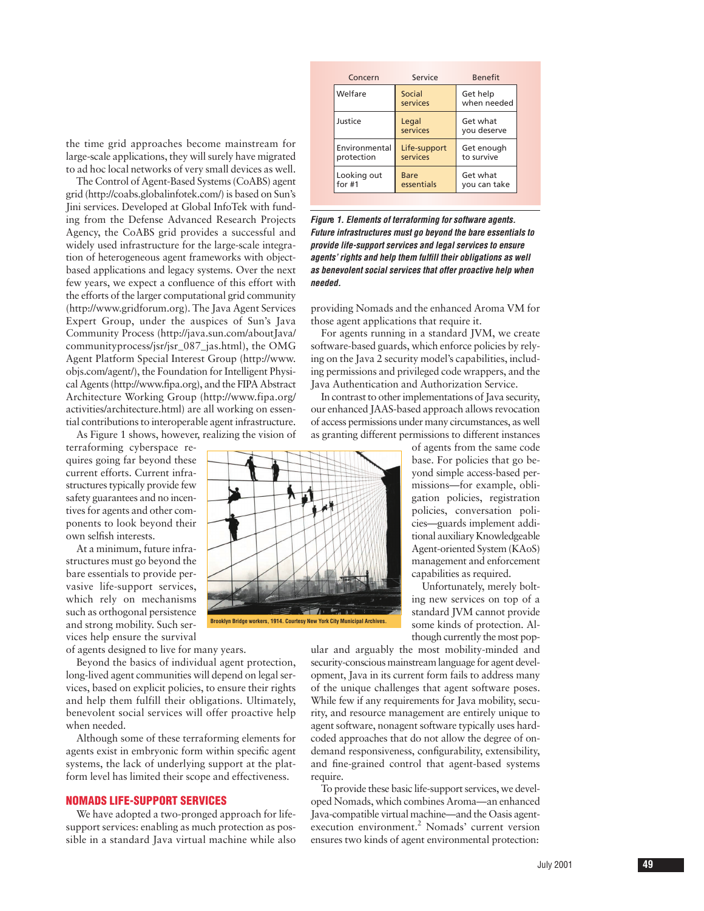the time grid approaches become mainstream for large-scale applications, they will surely have migrated to ad hoc local networks of very small devices as well.

The Control of Agent-Based Systems (CoABS) agent grid (http://coabs.globalinfotek.com/) is based on Sun's Jini services. Developed at Global InfoTek with funding from the Defense Advanced Research Projects Agency, the CoABS grid provides a successful and widely used infrastructure for the large-scale integration of heterogeneous agent frameworks with object-based applications and legacy systems. Over the next few years, we expect a confluence of this effort with the efforts of the larger computational grid community (http://www.gridforum.org). The Java Agent Services Expert Group, under the auspices of Sun's Java Community Process (http://java.sun.com/aboutJava/communityprocess/jsr/jsr_087_jas.html), the OMG Agent Platform Special Interest Group (http://www.objs.com/agent/), the Foundation for Intelligent Physical Agents (http://www.fipa.org), and the FIPA Abstract Architecture Working Group (http://www.fipa.org/activities/architecture.html) are all working on essential contributions to interoperable agent infrastructure.

As Figure 1 shows, however, realizing the vision of terraforming cyberspace requires going far beyond these current efforts. Current infrastructures typically provide few safety guarantees and no incentives for agents and other components to look beyond their own selfish interests.

At a minimum, future infrastructures must go beyond the bare essentials to provide pervasive life-support services, which rely on mechanisms such as orthogonal persistence and strong mobility. Such services help ensure the survival of agents designed to live for many years.

Brooklyn Bridge workers, 1914. Courtesy New York City Municipal Archives.

Beyond the basics of individual agent protection, long-lived agent communities will depend on legal services, based on explicit policies, to ensure their rights and help them fulfill their obligations. Ultimately, benevolent social services will offer proactive help when needed.

Although some of these terraforming elements for agents exist in embryonic form within specific agent systems, the lack of underlying support at the platform level has limited their scope and effectiveness.

## NOMADS LIFE-SUPPORT SERVICES

We have adopted a two-pronged approach for life-support services: enabling as much protection as possible in a standard Java virtual machine while also providing Nomads and the enhanced Aroma VM for those agent applications that require it.

| Concern | Service | Benefit |
|---|---|---|
| Welfare | Social services | Get help when needed |
| Justice | Legal services | Get what you deserve |
| Environmental protection | Life-support services | Get enough to survive |
| Looking out for #1 | Bare essentials | Get what you can take |

***Figure 1. Elements of terraforming for software agents. Future infrastructures must go beyond the bare essentials to provide life-support services and legal services to ensure agents' rights and help them fulfill their obligations as well as benevolent social services that offer proactive help when needed.***

For agents running in a standard JVM, we create software-based guards, which enforce policies by relying on the Java 2 security model's capabilities, including permissions and privileged code wrappers, and the Java Authentication and Authorization Service.

In contrast to other implementations of Java security, our enhanced JAAS-based approach allows revocation of access permissions under many circumstances, as well as granting different permissions to different instances of agents from the same code base. For policies that go beyond simple access-based permissions—for example, obligation policies, registration policies, conversation policies—guards implement additional auxiliary Knowledgeable Agent-oriented System (KAoS) management and enforcement capabilities as required.

Unfortunately, merely bolting new services on top of a standard JVM cannot provide some kinds of protection. Although currently the most popular and arguably the most mobility-minded and security-conscious mainstream language for agent development, Java in its current form fails to address many of the unique challenges that agent software poses. While few if any requirements for Java mobility, security, and resource management are entirely unique to agent software, nonagent software typically uses hard-coded approaches that do not allow the degree of on-demand responsiveness, configurability, extensibility, and fine-grained control that agent-based systems require.

To provide these basic life-support services, we developed Nomads, which combines Aroma—an enhanced Java-compatible virtual machine—and the Oasis agent-execution environment.[2] Nomads' current version ensures two kinds of agent environmental protection: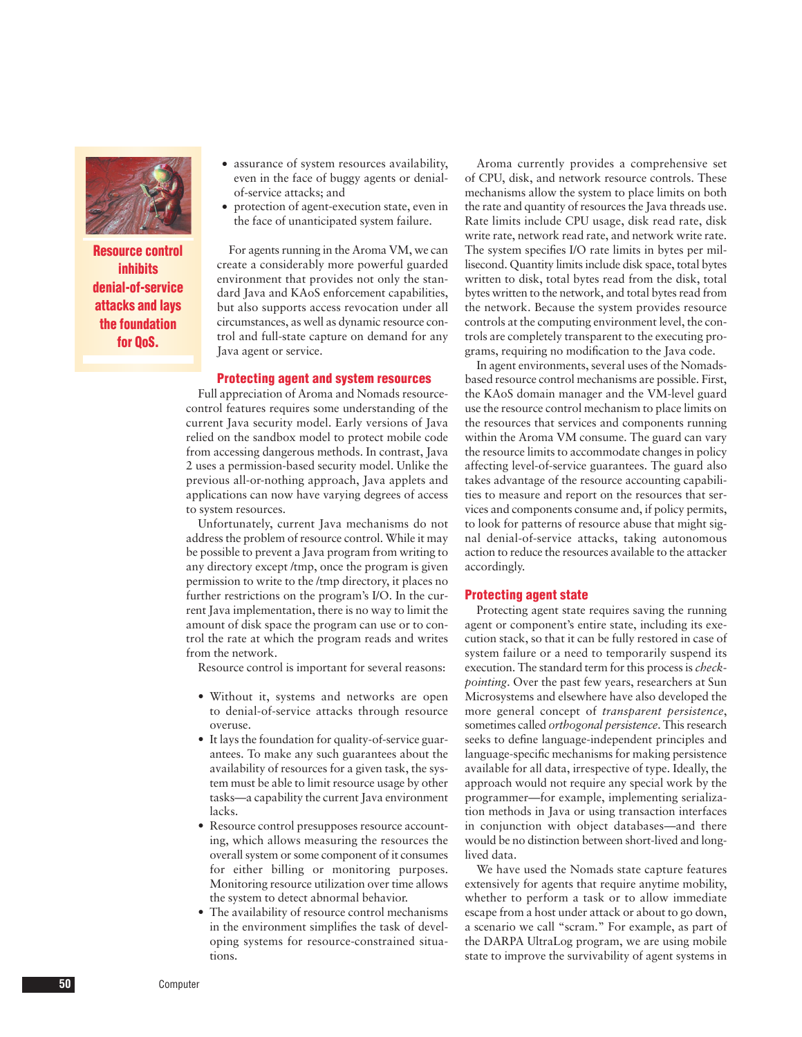**Resource control inhibits denial-of-service attacks and lays the foundation for QoS.**

- assurance of system resources availability, even in the face of buggy agents or denial-of-service attacks; and
- protection of agent-execution state, even in the face of unanticipated system failure.

For agents running in the Aroma VM, we can create a considerably more powerful guarded environment that provides not only the standard Java and KAoS enforcement capabilities, but also supports access revocation under all circumstances, as well as dynamic resource control and full-state capture on demand for any Java agent or service.

## Protecting agent and system resources

Full appreciation of Aroma and Nomads resource-control features requires some understanding of the current Java security model. Early versions of Java relied on the sandbox model to protect mobile code from accessing dangerous methods. In contrast, Java 2 uses a permission-based security model. Unlike the previous all-or-nothing approach, Java applets and applications can now have varying degrees of access to system resources.

Unfortunately, current Java mechanisms do not address the problem of resource control. While it may be possible to prevent a Java program from writing to any directory except /tmp, once the program is given permission to write to the /tmp directory, it places no further restrictions on the program's I/O. In the current Java implementation, there is no way to limit the amount of disk space the program can use or to control the rate at which the program reads and writes from the network.

Resource control is important for several reasons:

- Without it, systems and networks are open to denial-of-service attacks through resource overuse.
- It lays the foundation for quality-of-service guarantees. To make any such guarantees about the availability of resources for a given task, the system must be able to limit resource usage by other tasks—a capability the current Java environment lacks.
- Resource control presupposes resource accounting, which allows measuring the resources the overall system or some component of it consumes for either billing or monitoring purposes. Monitoring resource utilization over time allows the system to detect abnormal behavior.
- The availability of resource control mechanisms in the environment simplifies the task of developing systems for resource-constrained situations.

Aroma currently provides a comprehensive set of CPU, disk, and network resource controls. These mechanisms allow the system to place limits on both the rate and quantity of resources the Java threads use. Rate limits include CPU usage, disk read rate, disk write rate, network read rate, and network write rate. The system specifies I/O rate limits in bytes per millisecond. Quantity limits include disk space, total bytes written to disk, total bytes read from the disk, total bytes written to the network, and total bytes read from the network. Because the system provides resource controls at the computing environment level, the controls are completely transparent to the executing programs, requiring no modification to the Java code.

In agent environments, several uses of the Nomads-based resource control mechanisms are possible. First, the KAoS domain manager and the VM-level guard use the resource control mechanism to place limits on the resources that services and components running within the Aroma VM consume. The guard can vary the resource limits to accommodate changes in policy affecting level-of-service guarantees. The guard also takes advantage of the resource accounting capabilities to measure and report on the resources that services and components consume and, if policy permits, to look for patterns of resource abuse that might signal denial-of-service attacks, taking autonomous action to reduce the resources available to the attacker accordingly.

## Protecting agent state

Protecting agent state requires saving the running agent or component's entire state, including its execution stack, so that it can be fully restored in case of system failure or a need to temporarily suspend its execution. The standard term for this process is *checkpointing*. Over the past few years, researchers at Sun Microsystems and elsewhere have also developed the more general concept of *transparent persistence*, sometimes called *orthogonal persistence*. This research seeks to define language-independent principles and language-specific mechanisms for making persistence available for all data, irrespective of type. Ideally, the approach would not require any special work by the programmer—for example, implementing serialization methods in Java or using transaction interfaces in conjunction with object databases—and there would be no distinction between short-lived and long-lived data.

We have used the Nomads state capture features extensively for agents that require anytime mobility, whether to perform a task or to allow immediate escape from a host under attack or about to go down, a scenario we call "scram." For example, as part of the DARPA UltraLog program, we are using mobile state to improve the survivability of agent systems in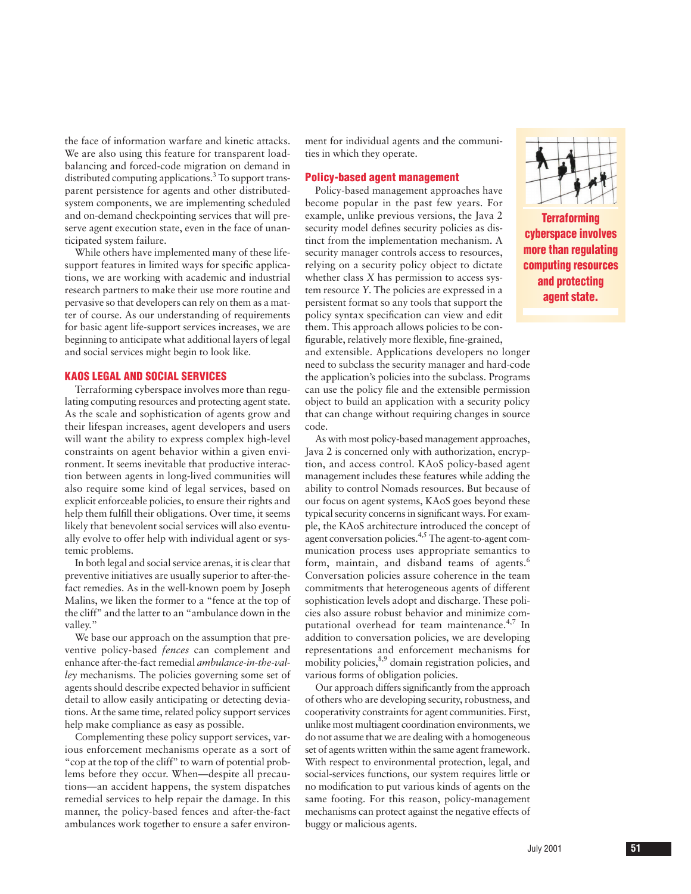the face of information warfare and kinetic attacks. We are also using this feature for transparent load-balancing and forced-code migration on demand in distributed computing applications.[3] To support transparent persistence for agents and other distributed-system components, we are implementing scheduled and on-demand checkpointing services that will preserve agent execution state, even in the face of unanticipated system failure.

While others have implemented many of these life-support features in limited ways for specific applications, we are working with academic and industrial research partners to make their use more routine and pervasive so that developers can rely on them as a matter of course. As our understanding of requirements for basic agent life-support services increases, we are beginning to anticipate what additional layers of legal and social services might begin to look like.

## KAOS LEGAL AND SOCIAL SERVICES

Terraforming cyberspace involves more than regulating computing resources and protecting agent state. As the scale and sophistication of agents grow and their lifespan increases, agent developers and users will want the ability to express complex high-level constraints on agent behavior within a given environment. It seems inevitable that productive interaction between agents in long-lived communities will also require some kind of legal services, based on explicit enforceable policies, to ensure their rights and help them fulfill their obligations. Over time, it seems likely that benevolent social services will also eventually evolve to offer help with individual agent or systemic problems.

In both legal and social service arenas, it is clear that preventive initiatives are usually superior to after-the-fact remedies. As in the well-known poem by Joseph Malins, we liken the former to a "fence at the top of the cliff" and the latter to an "ambulance down in the valley."

We base our approach on the assumption that preventive policy-based *fences* can complement and enhance after-the-fact remedial *ambulance-in-the-valley* mechanisms. The policies governing some set of agents should describe expected behavior in sufficient detail to allow easily anticipating or detecting deviations. At the same time, related policy support services help make compliance as easy as possible.

Complementing these policy support services, various enforcement mechanisms operate as a sort of "cop at the top of the cliff" to warn of potential problems before they occur. When—despite all precautions—an accident happens, the system dispatches remedial services to help repair the damage. In this manner, the policy-based fences and after-the-fact ambulances work together to ensure a safer environment for individual agents and the communities in which they operate.

### Policy-based agent management

Policy-based management approaches have become popular in the past few years. For example, unlike previous versions, the Java 2 security model defines security policies as distinct from the implementation mechanism. A security manager controls access to resources, relying on a security policy object to dictate whether class *X* has permission to access system resource *Y*. The policies are expressed in a persistent format so any tools that support the policy syntax specification can view and edit them. This approach allows policies to be configurable, relatively more flexible, fine-grained, and extensible. Applications developers no longer need to subclass the security manager and hard-code the application's policies into the subclass. Programs can use the policy file and the extensible permission object to build an application with a security policy that can change without requiring changes in source code.

As with most policy-based management approaches, Java 2 is concerned only with authorization, encryption, and access control. KAoS policy-based agent management includes these features while adding the ability to control Nomads resources. But because of our focus on agent systems, KAoS goes beyond these typical security concerns in significant ways. For example, the KAoS architecture introduced the concept of agent conversation policies.[4,5] The agent-to-agent communication process uses appropriate semantics to form, maintain, and disband teams of agents.[6] Conversation policies assure coherence in the team commitments that heterogeneous agents of different sophistication levels adopt and discharge. These policies also assure robust behavior and minimize computational overhead for team maintenance.[4,7] In addition to conversation policies, we are developing representations and enforcement mechanisms for mobility policies,[8,9] domain registration policies, and various forms of obligation policies.

Our approach differs significantly from the approach of others who are developing security, robustness, and cooperativity constraints for agent communities. First, unlike most multiagent coordination environments, we do not assume that we are dealing with a homogeneous set of agents written within the same agent framework. With respect to environmental protection, legal, and social-services functions, our system requires little or no modification to put various kinds of agents on the same footing. For this reason, policy-management mechanisms can protect against the negative effects of buggy or malicious agents.

**Terraforming cyberspace involves more than regulating computing resources and protecting agent state.**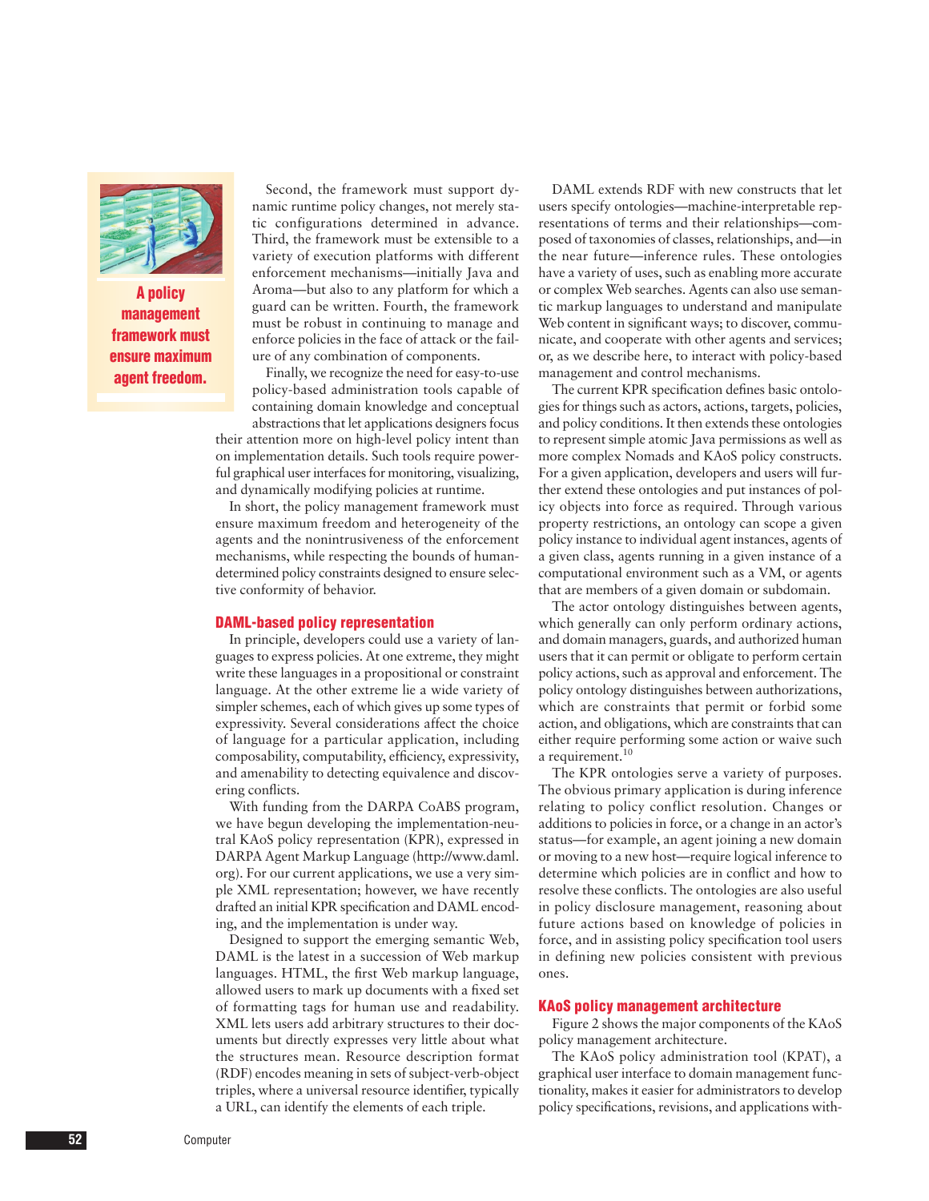> **A policy management framework must ensure maximum agent freedom.**

Second, the framework must support dynamic runtime policy changes, not merely static configurations determined in advance. Third, the framework must be extensible to a variety of execution platforms with different enforcement mechanisms—initially Java and Aroma—but also to any platform for which a guard can be written. Fourth, the framework must be robust in continuing to manage and enforce policies in the face of attack or the failure of any combination of components.

Finally, we recognize the need for easy-to-use policy-based administration tools capable of containing domain knowledge and conceptual abstractions that let applications designers focus their attention more on high-level policy intent than on implementation details. Such tools require powerful graphical user interfaces for monitoring, visualizing, and dynamically modifying policies at runtime.

In short, the policy management framework must ensure maximum freedom and heterogeneity of the agents and the nonintrusiveness of the enforcement mechanisms, while respecting the bounds of human-determined policy constraints designed to ensure selective conformity of behavior.

## DAML-based policy representation

In principle, developers could use a variety of languages to express policies. At one extreme, they might write these languages in a propositional or constraint language. At the other extreme lie a wide variety of simpler schemes, each of which gives up some types of expressivity. Several considerations affect the choice of language for a particular application, including composability, computability, efficiency, expressivity, and amenability to detecting equivalence and discovering conflicts.

With funding from the DARPA CoABS program, we have begun developing the implementation-neutral KAoS policy representation (KPR), expressed in DARPA Agent Markup Language (http://www.daml.org). For our current applications, we use a very simple XML representation; however, we have recently drafted an initial KPR specification and DAML encoding, and the implementation is under way.

Designed to support the emerging semantic Web, DAML is the latest in a succession of Web markup languages. HTML, the first Web markup language, allowed users to mark up documents with a fixed set of formatting tags for human use and readability. XML lets users add arbitrary structures to their documents but directly expresses very little about what the structures mean. Resource description format (RDF) encodes meaning in sets of subject-verb-object triples, where a universal resource identifier, typically a URL, can identify the elements of each triple.

DAML extends RDF with new constructs that let users specify ontologies—machine-interpretable representations of terms and their relationships—composed of taxonomies of classes, relationships, and—in the near future—inference rules. These ontologies have a variety of uses, such as enabling more accurate or complex Web searches. Agents can also use semantic markup languages to understand and manipulate Web content in significant ways; to discover, communicate, and cooperate with other agents and services; or, as we describe here, to interact with policy-based management and control mechanisms.

The current KPR specification defines basic ontologies for things such as actors, actions, targets, policies, and policy conditions. It then extends these ontologies to represent simple atomic Java permissions as well as more complex Nomads and KAoS policy constructs. For a given application, developers and users will further extend these ontologies and put instances of policy objects into force as required. Through various property restrictions, an ontology can scope a given policy instance to individual agent instances, agents of a given class, agents running in a given instance of a computational environment such as a VM, or agents that are members of a given domain or subdomain.

The actor ontology distinguishes between agents, which generally can only perform ordinary actions, and domain managers, guards, and authorized human users that it can permit or obligate to perform certain policy actions, such as approval and enforcement. The policy ontology distinguishes between authorizations, which are constraints that permit or forbid some action, and obligations, which are constraints that can either require performing some action or waive such a requirement.[10]

The KPR ontologies serve a variety of purposes. The obvious primary application is during inference relating to policy conflict resolution. Changes or additions to policies in force, or a change in an actor's status—for example, an agent joining a new domain or moving to a new host—require logical inference to determine which policies are in conflict and how to resolve these conflicts. The ontologies are also useful in policy disclosure management, reasoning about future actions based on knowledge of policies in force, and in assisting policy specification tool users in defining new policies consistent with previous ones.

## KAoS policy management architecture

Figure 2 shows the major components of the KAoS policy management architecture.

The KAoS policy administration tool (KPAT), a graphical user interface to domain management functionality, makes it easier for administrators to develop policy specifications, revisions, and applications with-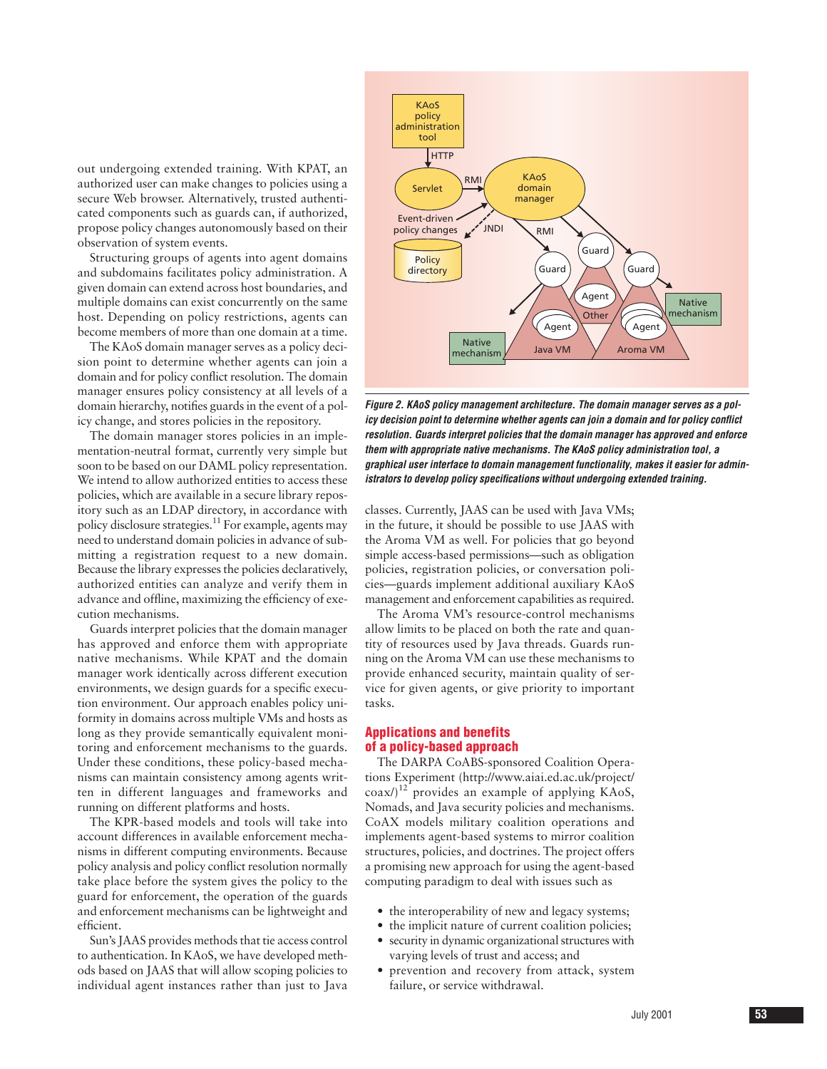out undergoing extended training. With KPAT, an authorized user can make changes to policies using a secure Web browser. Alternatively, trusted authenticated components such as guards can, if authorized, propose policy changes autonomously based on their observation of system events.

Structuring groups of agents into agent domains and subdomains facilitates policy administration. A given domain can extend across host boundaries, and multiple domains can exist concurrently on the same host. Depending on policy restrictions, agents can become members of more than one domain at a time.

The KAoS domain manager serves as a policy decision point to determine whether agents can join a domain and for policy conflict resolution. The domain manager ensures policy consistency at all levels of a domain hierarchy, notifies guards in the event of a policy change, and stores policies in the repository.

The domain manager stores policies in an implementation-neutral format, currently very simple but soon to be based on our DAML policy representation. We intend to allow authorized entities to access these policies, which are available in a secure library repository such as an LDAP directory, in accordance with policy disclosure strategies.[11] For example, agents may need to understand domain policies in advance of submitting a registration request to a new domain. Because the library expresses the policies declaratively, authorized entities can analyze and verify them in advance and offline, maximizing the efficiency of execution mechanisms.

Guards interpret policies that the domain manager has approved and enforce them with appropriate native mechanisms. While KPAT and the domain manager work identically across different execution environments, we design guards for a specific execution environment. Our approach enables policy uniformity in domains across multiple VMs and hosts as long as they provide semantically equivalent monitoring and enforcement mechanisms to the guards. Under these conditions, these policy-based mechanisms can maintain consistency among agents written in different languages and frameworks and running on different platforms and hosts.

The KPR-based models and tools will take into account differences in available enforcement mechanisms in different computing environments. Because policy analysis and policy conflict resolution normally take place before the system gives the policy to the guard for enforcement, the operation of the guards and enforcement mechanisms can be lightweight and efficient.

Sun's JAAS provides methods that tie access control to authentication. In KAoS, we have developed methods based on JAAS that will allow scoping policies to individual agent instances rather than just to Java classes. Currently, JAAS can be used with Java VMs; in the future, it should be possible to use JAAS with the Aroma VM as well. For policies that go beyond simple access-based permissions—such as obligation policies, registration policies, or conversation policies—guards implement additional auxiliary KAoS management and enforcement capabilities as required.

The Aroma VM's resource-control mechanisms allow limits to be placed on both the rate and quantity of resources used by Java threads. Guards running on the Aroma VM can use these mechanisms to provide enhanced security, maintain quality of service for given agents, or give priority to important tasks.

KAoS policy administration tool
HTTP
Servlet
RMI
KAoS domain manager
Event-driven policy changes
JNDI
RMI
Policy directory
Guard
Guard
Guard
Agent
Other
Agent
Agent
Native mechanism
Native mechanism
Java VM
Aroma VM

*Figure 2. KAoS policy management architecture. The domain manager serves as a policy decision point to determine whether agents can join a domain and for policy conflict resolution. Guards interpret policies that the domain manager has approved and enforce them with appropriate native mechanisms. The KAoS policy administration tool, a graphical user interface to domain management functionality, makes it easier for administrators to develop policy specifications without undergoing extended training.*

## Applications and benefits of a policy-based approach

The DARPA CoABS-sponsored Coalition Operations Experiment (http://www.aiai.ed.ac.uk/project/coax/)[12] provides an example of applying KAoS, Nomads, and Java security policies and mechanisms. CoAX models military coalition operations and implements agent-based systems to mirror coalition structures, policies, and doctrines. The project offers a promising new approach for using the agent-based computing paradigm to deal with issues such as

- the interoperability of new and legacy systems;
- the implicit nature of current coalition policies;
- security in dynamic organizational structures with varying levels of trust and access; and
- prevention and recovery from attack, system failure, or service withdrawal.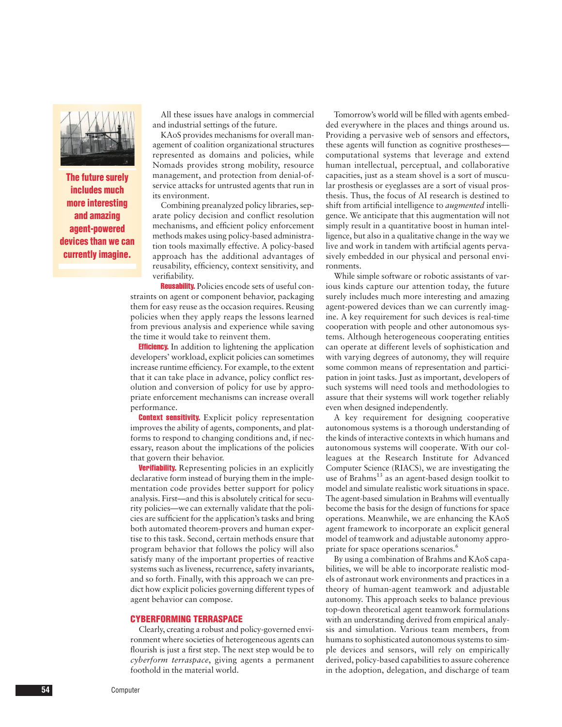All these issues have analogs in commercial and industrial settings of the future.

KAoS provides mechanisms for overall management of coalition organizational structures represented as domains and policies, while Nomads provides strong mobility, resource management, and protection from denial-of-service attacks for untrusted agents that run in its environment.

Combining preanalyzed policy libraries, separate policy decision and conflict resolution mechanisms, and efficient policy enforcement methods makes using policy-based administration tools maximally effective. A policy-based approach has the additional advantages of reusability, efficiency, context sensitivity, and verifiability.

**Reusability.** Policies encode sets of useful constraints on agent or component behavior, packaging them for easy reuse as the occasion requires. Reusing policies when they apply reaps the lessons learned from previous analysis and experience while saving the time it would take to reinvent them.

**Efficiency.** In addition to lightening the application developers' workload, explicit policies can sometimes increase runtime efficiency. For example, to the extent that it can take place in advance, policy conflict resolution and conversion of policy for use by appropriate enforcement mechanisms can increase overall performance.

**Context sensitivity.** Explicit policy representation improves the ability of agents, components, and platforms to respond to changing conditions and, if necessary, reason about the implications of the policies that govern their behavior.

**Verifiability.** Representing policies in an explicitly declarative form instead of burying them in the implementation code provides better support for policy analysis. First—and this is absolutely critical for security policies—we can externally validate that the policies are sufficient for the application's tasks and bring both automated theorem-provers and human expertise to this task. Second, certain methods ensure that program behavior that follows the policy will also satisfy many of the important properties of reactive systems such as liveness, recurrence, safety invariants, and so forth. Finally, with this approach we can predict how explicit policies governing different types of agent behavior can compose.

## CYBERFORMING TERRASPACE

Clearly, creating a robust and policy-governed environment where societies of heterogeneous agents can flourish is just a first step. The next step would be to *cyberform terraspace*, giving agents a permanent foothold in the material world.

Tomorrow's world will be filled with agents embedded everywhere in the places and things around us. Providing a pervasive web of sensors and effectors, these agents will function as cognitive prostheses—computational systems that leverage and extend human intellectual, perceptual, and collaborative capacities, just as a steam shovel is a sort of muscular prosthesis or eyeglasses are a sort of visual prosthesis. Thus, the focus of AI research is destined to shift from artificial intelligence to *augmented* intelligence. We anticipate that this augmentation will not simply result in a quantitative boost in human intelligence, but also in a qualitative change in the way we live and work in tandem with artificial agents pervasively embedded in our physical and personal environments.

While simple software or robotic assistants of various kinds capture our attention today, the future surely includes much more interesting and amazing agent-powered devices than we can currently imagine. A key requirement for such devices is real-time cooperation with people and other autonomous systems. Although heterogeneous cooperating entities can operate at different levels of sophistication and with varying degrees of autonomy, they will require some common means of representation and participation in joint tasks. Just as important, developers of such systems will need tools and methodologies to assure that their systems will work together reliably even when designed independently.

A key requirement for designing cooperative autonomous systems is a thorough understanding of the kinds of interactive contexts in which humans and autonomous systems will cooperate. With our colleagues at the Research Institute for Advanced Computer Science (RIACS), we are investigating the use of Brahms[13] as an agent-based design toolkit to model and simulate realistic work situations in space. The agent-based simulation in Brahms will eventually become the basis for the design of functions for space operations. Meanwhile, we are enhancing the KAoS agent framework to incorporate an explicit general model of teamwork and adjustable autonomy appropriate for space operations scenarios.[6]

By using a combination of Brahms and KAoS capabilities, we will be able to incorporate realistic models of astronaut work environments and practices in a theory of human-agent teamwork and adjustable autonomy. This approach seeks to balance previous top-down theoretical agent teamwork formulations with an understanding derived from empirical analysis and simulation. Various team members, from humans to sophisticated autonomous systems to simple devices and sensors, will rely on empirically derived, policy-based capabilities to assure coherence in the adoption, delegation, and discharge of team

The future surely includes much more interesting and amazing agent-powered devices than we can currently imagine.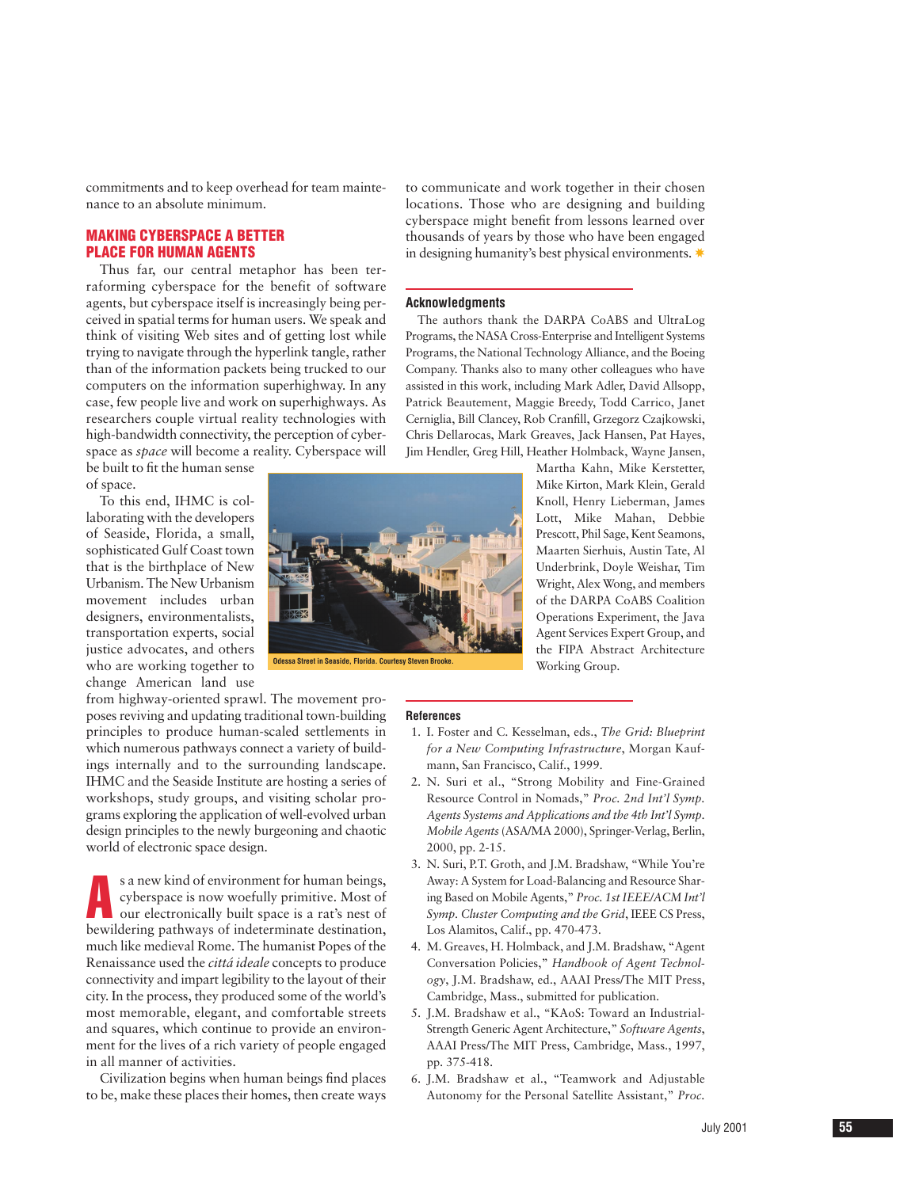commitments and to keep overhead for team maintenance to an absolute minimum.

## MAKING CYBERSPACE A BETTER PLACE FOR HUMAN AGENTS

Thus far, our central metaphor has been terraforming cyberspace for the benefit of software agents, but cyberspace itself is increasingly being perceived in spatial terms for human users. We speak and think of visiting Web sites and of getting lost while trying to navigate through the hyperlink tangle, rather than of the information packets being trucked to our computers on the information superhighway. In any case, few people live and work on superhighways. As researchers couple virtual reality technologies with high-bandwidth connectivity, the perception of cyberspace as *space* will become a reality. Cyberspace will be built to fit the human sense of space.

To this end, IHMC is collaborating with the developers of Seaside, Florida, a small, sophisticated Gulf Coast town that is the birthplace of New Urbanism. The New Urbanism movement includes urban designers, environmentalists, transportation experts, social justice advocates, and others who are working together to change American land use from highway-oriented sprawl. The movement proposes reviving and updating traditional town-building principles to produce human-scaled settlements in which numerous pathways connect a variety of buildings internally and to the surrounding landscape. IHMC and the Seaside Institute are hosting a series of workshops, study groups, and visiting scholar programs exploring the application of well-evolved urban design principles to the newly burgeoning and chaotic world of electronic space design.

Odessa Street in Seaside, Florida. Courtesy Steven Brooke.

As a new kind of environment for human beings, cyberspace is now woefully primitive. Most of our electronically built space is a rat's nest of bewildering pathways of indeterminate destination, much like medieval Rome. The humanist Popes of the Renaissance used the *cittá ideale* concepts to produce connectivity and impart legibility to the layout of their city. In the process, they produced some of the world's most memorable, elegant, and comfortable streets and squares, which continue to provide an environment for the lives of a rich variety of people engaged in all manner of activities.

Civilization begins when human beings find places to be, make these places their homes, then create ways to communicate and work together in their chosen locations. Those who are designing and building cyberspace might benefit from lessons learned over thousands of years by those who have been engaged in designing humanity's best physical environments.

### Acknowledgments

The authors thank the DARPA CoABS and UltraLog Programs, the NASA Cross-Enterprise and Intelligent Systems Programs, the National Technology Alliance, and the Boeing Company. Thanks also to many other colleagues who have assisted in this work, including Mark Adler, David Allsopp, Patrick Beautement, Maggie Breedy, Todd Carrico, Janet Cerniglia, Bill Clancey, Rob Cranfill, Grzegorz Czajkowski, Chris Dellarocas, Mark Greaves, Jack Hansen, Pat Hayes, Jim Hendler, Greg Hill, Heather Holmback, Wayne Jansen, Martha Kahn, Mike Kerstetter, Mike Kirton, Mark Klein, Gerald Knoll, Henry Lieberman, James Lott, Mike Mahan, Debbie Prescott, Phil Sage, Kent Seamons, Maarten Sierhuis, Austin Tate, Al Underbrink, Doyle Weishar, Tim Wright, Alex Wong, and members of the DARPA CoABS Coalition Operations Experiment, the Java Agent Services Expert Group, and the FIPA Abstract Architecture Working Group.

### References

1. I. Foster and C. Kesselman, eds., *The Grid: Blueprint for a New Computing Infrastructure*, Morgan Kaufmann, San Francisco, Calif., 1999.
2. N. Suri et al., "Strong Mobility and Fine-Grained Resource Control in Nomads," *Proc. 2nd Int'l Symp. Agents Systems and Applications and the 4th Int'l Symp. Mobile Agents* (ASA/MA 2000), Springer-Verlag, Berlin, 2000, pp. 2-15.
3. N. Suri, P.T. Groth, and J.M. Bradshaw, "While You're Away: A System for Load-Balancing and Resource Sharing Based on Mobile Agents," *Proc. 1st IEEE/ACM Int'l Symp. Cluster Computing and the Grid*, IEEE CS Press, Los Alamitos, Calif., pp. 470-473.
4. M. Greaves, H. Holmback, and J.M. Bradshaw, "Agent Conversation Policies," *Handbook of Agent Technology*, J.M. Bradshaw, ed., AAAI Press/The MIT Press, Cambridge, Mass., submitted for publication.
5. J.M. Bradshaw et al., "KAoS: Toward an Industrial-Strength Generic Agent Architecture," *Software Agents*, AAAI Press/The MIT Press, Cambridge, Mass., 1997, pp. 375-418.
6. J.M. Bradshaw et al., "Teamwork and Adjustable Autonomy for the Personal Satellite Assistant," *Proc.*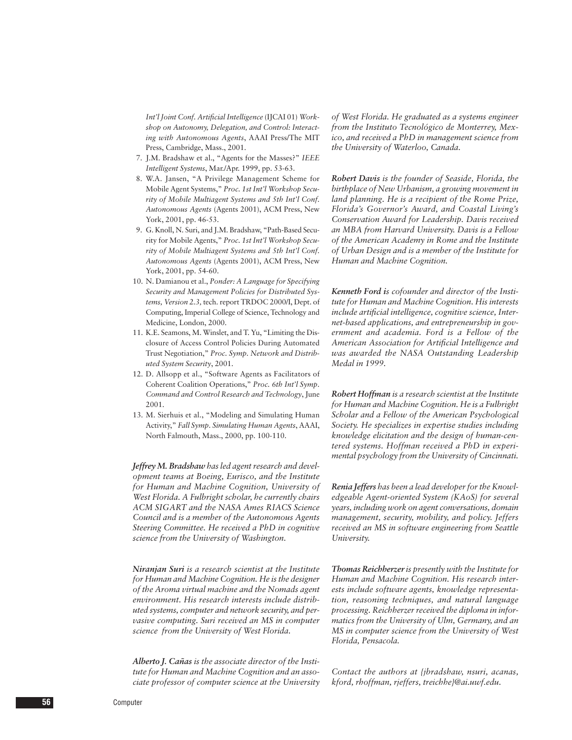*Int'l Joint Conf. Artificial Intelligence* (IJCAI 01) *Workshop on Autonomy, Delegation, and Control: Interacting with Autonomous Agents*, AAAI Press/The MIT Press, Cambridge, Mass., 2001.

7. J.M. Bradshaw et al., "Agents for the Masses?" *IEEE Intelligent Systems*, Mar./Apr. 1999, pp. 53-63.
8. W.A. Jansen, "A Privilege Management Scheme for Mobile Agent Systems," *Proc. 1st Int'l Workshop Security of Mobile Multiagent Systems and 5th Int'l Conf. Autonomous Agents* (Agents 2001), ACM Press, New York, 2001, pp. 46-53.
9. G. Knoll, N. Suri, and J.M. Bradshaw, "Path-Based Security for Mobile Agents," *Proc. 1st Int'l Workshop Security of Mobile Multiagent Systems and 5th Int'l Conf. Autonomous Agents* (Agents 2001), ACM Press, New York, 2001, pp. 54-60.
10. N. Damianou et al., *Ponder: A Language for Specifying Security and Management Policies for Distributed Systems, Version 2.3,* tech. report TRDOC 2000/I, Dept. of Computing, Imperial College of Science, Technology and Medicine, London, 2000.
11. K.E. Seamons, M. Winslet, and T. Yu, "Limiting the Disclosure of Access Control Policies During Automated Trust Negotiation," *Proc. Symp. Network and Distributed System Security*, 2001.
12. D. Allsopp et al., "Software Agents as Facilitators of Coherent Coalition Operations," *Proc. 6th Int'l Symp. Command and Control Research and Technology*, June 2001.
13. M. Sierhuis et al., "Modeling and Simulating Human Activity," *Fall Symp. Simulating Human Agents*, AAAI, North Falmouth, Mass., 2000, pp. 100-110.

***Jeffrey M. Bradshaw** has led agent research and development teams at Boeing, Eurisco, and the Institute for Human and Machine Cognition, University of West Florida. A Fulbright scholar, he currently chairs ACM SIGART and the NASA Ames RIACS Science Council and is a member of the Autonomous Agents Steering Committee. He received a PhD in cognitive science from the University of Washington.*

***Niranjan Suri** is a research scientist at the Institute for Human and Machine Cognition. He is the designer of the Aroma virtual machine and the Nomads agent environment. His research interests include distributed systems, computer and network security, and pervasive computing. Suri received an MS in computer science from the University of West Florida.*

***Alberto J. Cañas** is the associate director of the Institute for Human and Machine Cognition and an associate professor of computer science at the University of West Florida. He graduated as a systems engineer from the Instituto Tecnológico de Monterrey, Mexico, and received a PhD in management science from the University of Waterloo, Canada.*

***Robert Davis** is the founder of Seaside, Florida, the birthplace of New Urbanism, a growing movement in land planning. He is a recipient of the Rome Prize, Florida's Governor's Award, and Coastal Living's Conservation Award for Leadership. Davis received an MBA from Harvard University. Davis is a Fellow of the American Academy in Rome and the Institute of Urban Design and is a member of the Institute for Human and Machine Cognition.*

***Kenneth Ford** is cofounder and director of the Institute for Human and Machine Cognition. His interests include artificial intelligence, cognitive science, Internet-based applications, and entrepreneurship in government and academia. Ford is a Fellow of the American Association for Artificial Intelligence and was awarded the NASA Outstanding Leadership Medal in 1999.*

***Robert Hoffman** is a research scientist at the Institute for Human and Machine Cognition. He is a Fulbright Scholar and a Fellow of the American Psychological Society. He specializes in expertise studies including knowledge elicitation and the design of human-centered systems. Hoffman received a PhD in experimental psychology from the University of Cincinnati.*

***Renia Jeffers** has been a lead developer for the Knowledgeable Agent-oriented System (KAoS) for several years, including work on agent conversations, domain management, security, mobility, and policy. Jeffers received an MS in software engineering from Seattle University.*

***Thomas Reichherzer** is presently with the Institute for Human and Machine Cognition. His research interests include software agents, knowledge representation, reasoning techniques, and natural language processing. Reichherzer received the diploma in informatics from the University of Ulm, Germany, and an MS in computer science from the University of West Florida, Pensacola.*

*Contact the authors at {jbradshaw, nsuri, acanas, kford, rhoffman, rjeffers, treichhe}@ai.uwf.edu.*